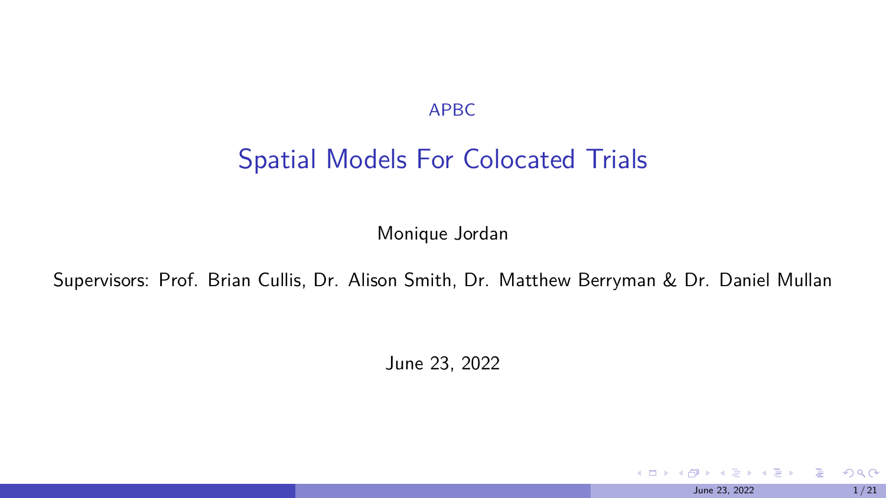APBC

# Spatial Models For Colocated Trials

Monique Jordan

Supervisors: Prof. Brian Cullis, Dr. Alison Smith, Dr. Matthew Berryman & Dr. Daniel Mullan

June 23, 2022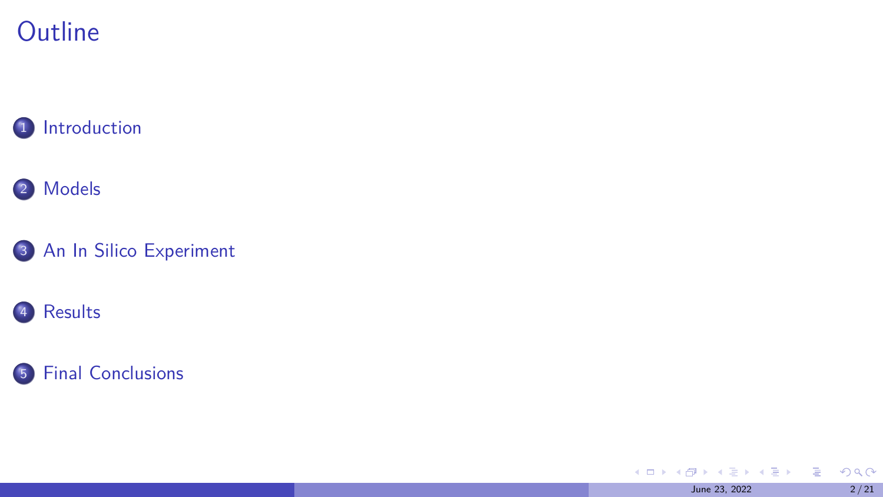# Outline

1. Introduction
2. Models
3. An In Silico Experiment
4. Results
5. Final Conclusions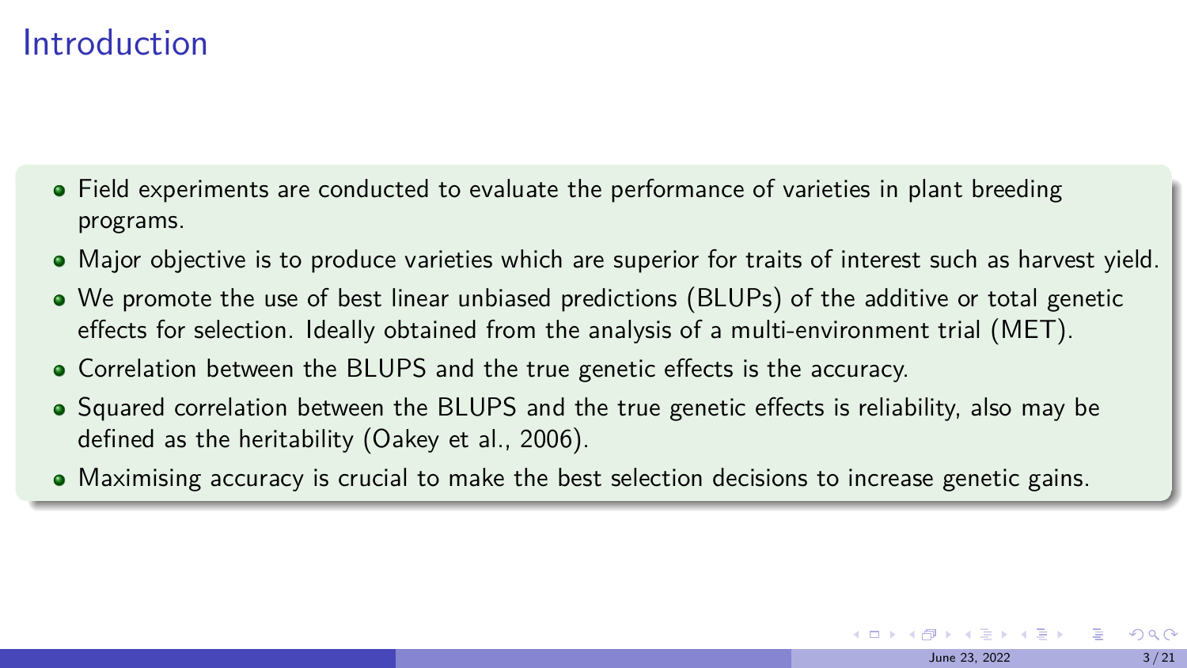# Introduction

- Field experiments are conducted to evaluate the performance of varieties in plant breeding programs.
- Major objective is to produce varieties which are superior for traits of interest such as harvest yield.
- We promote the use of best linear unbiased predictions (BLUPs) of the additive or total genetic effects for selection. Ideally obtained from the analysis of a multi-environment trial (MET).
- Correlation between the BLUPS and the true genetic effects is the accuracy.
- Squared correlation between the BLUPS and the true genetic effects is reliability, also may be defined as the heritability (Oakey et al., 2006).
- Maximising accuracy is crucial to make the best selection decisions to increase genetic gains.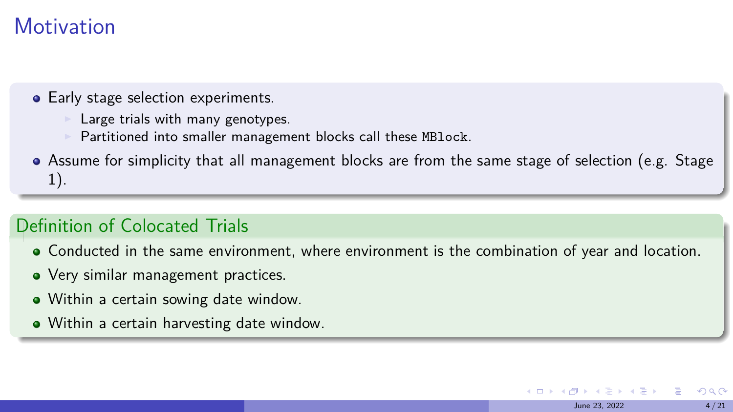# Motivation

- Early stage selection experiments.
    - Large trials with many genotypes.
    - Partitioned into smaller management blocks call these `MBlock`.
- Assume for simplicity that all management blocks are from the same stage of selection (e.g. Stage 1).

## Definition of Colocated Trials

- Conducted in the same environment, where environment is the combination of year and location.
- Very similar management practices.
- Within a certain sowing date window.
- Within a certain harvesting date window.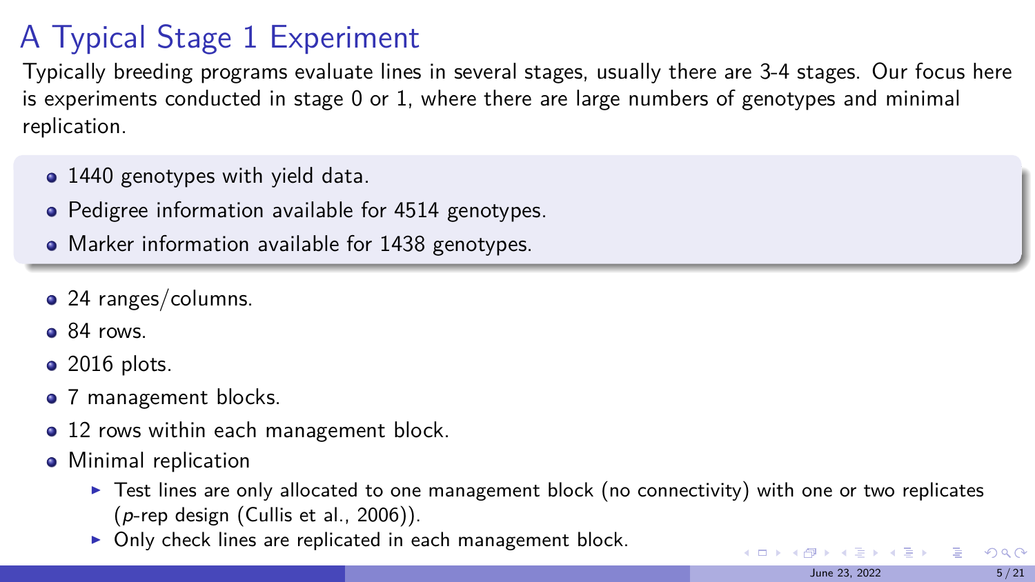# A Typical Stage 1 Experiment

Typically breeding programs evaluate lines in several stages, usually there are 3-4 stages. Our focus here is experiments conducted in stage 0 or 1, where there are large numbers of genotypes and minimal replication.

- 1440 genotypes with yield data.
- Pedigree information available for 4514 genotypes.
- Marker information available for 1438 genotypes.

- 24 ranges/columns.
- 84 rows.
- 2016 plots.
- 7 management blocks.
- 12 rows within each management block.
- Minimal replication
  - Test lines are only allocated to one management block (no connectivity) with one or two replicates ($p$-rep design (Cullis et al., 2006)).
  - Only check lines are replicated in each management block.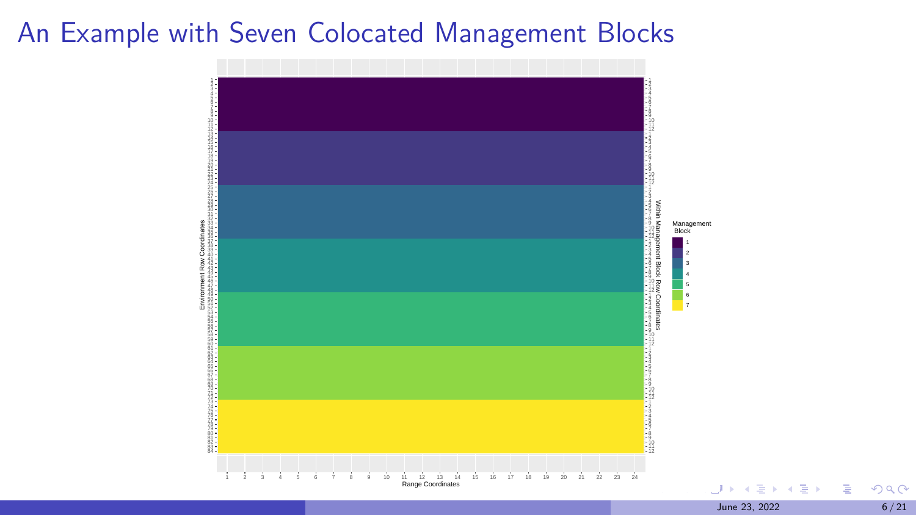# An Example with Seven Colocated Management Blocks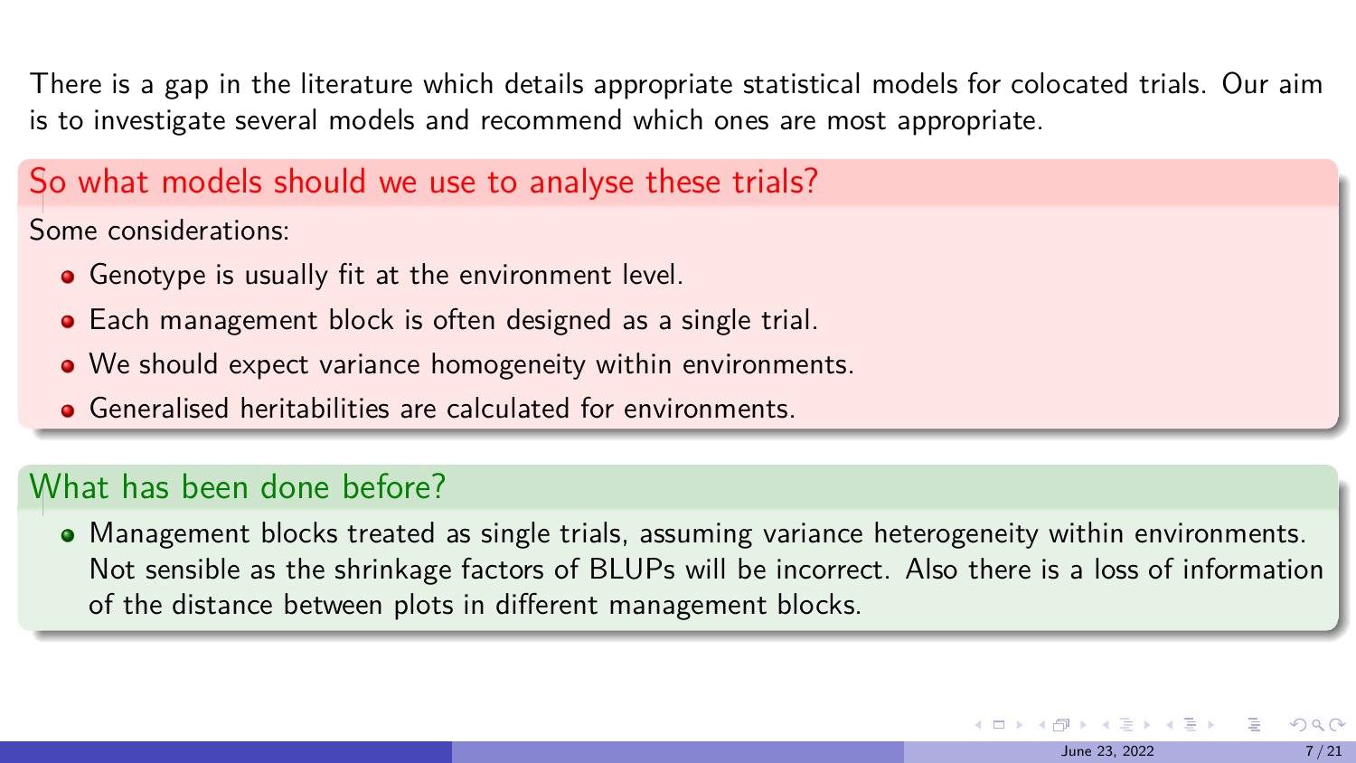There is a gap in the literature which details appropriate statistical models for colocated trials. Our aim is to investigate several models and recommend which ones are most appropriate.

### So what models should we use to analyse these trials?

Some considerations:

- Genotype is usually fit at the environment level.
- Each management block is often designed as a single trial.
- We should expect variance homogeneity within environments.
- Generalised heritabilities are calculated for environments.

### What has been done before?

- Management blocks treated as single trials, assuming variance heterogeneity within environments. Not sensible as the shrinkage factors of BLUPs will be incorrect. Also there is a loss of information of the distance between plots in different management blocks.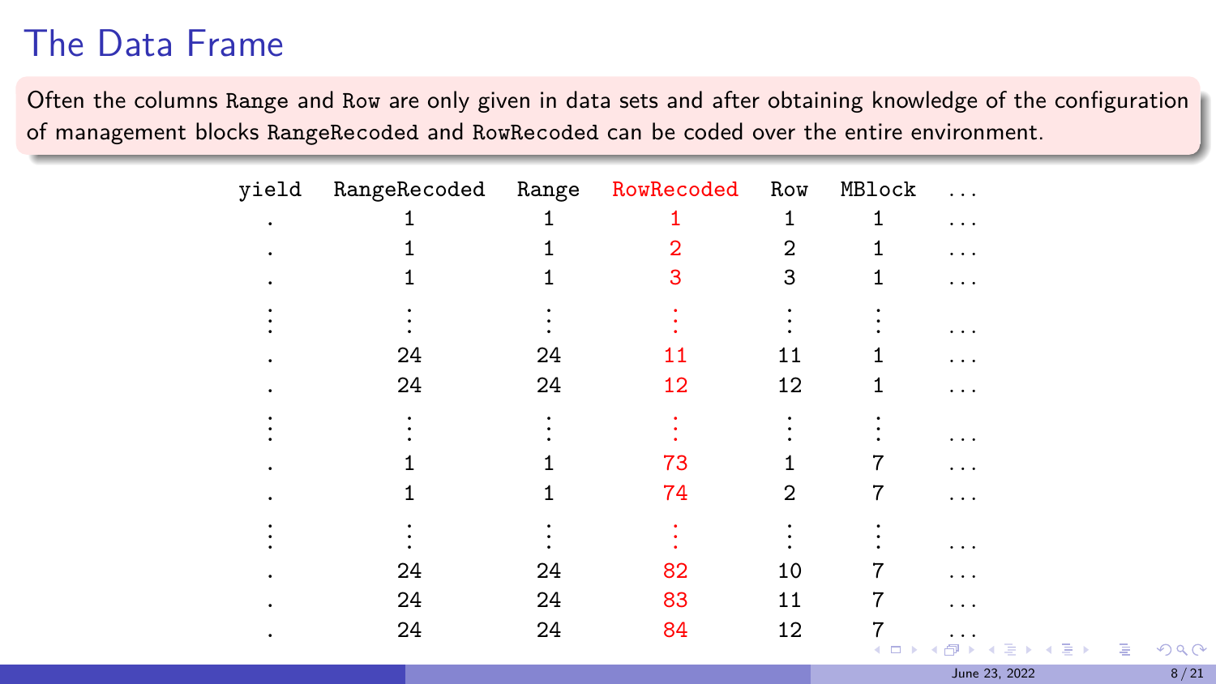# The Data Frame

Often the columns Range and Row are only given in data sets and after obtaining knowledge of the configuration of management blocks RangeRecoded and RowRecoded can be coded over the entire environment.

| yield | RangeRecoded | Range | RowRecoded | Row | MBlock | ... |
|---|---|---|---|---|---|---|
| . | 1 | 1 | 1 | 1 | 1 | ... |
| . | 1 | 1 | 2 | 2 | 1 | ... |
| . | 1 | 1 | 3 | 3 | 1 | ... |
| ⋮ | ⋮ | ⋮ | ⋮ | ⋮ | ⋮ | ... |
| . | 24 | 24 | 11 | 11 | 1 | ... |
| . | 24 | 24 | 12 | 12 | 1 | ... |
| ⋮ | ⋮ | ⋮ | ⋮ | ⋮ | ⋮ | ... |
| . | 1 | 1 | 73 | 1 | 7 | ... |
| . | 1 | 1 | 74 | 2 | 7 | ... |
| ⋮ | ⋮ | ⋮ | ⋮ | ⋮ | ⋮ | ... |
| . | 24 | 24 | 82 | 10 | 7 | ... |
| . | 24 | 24 | 83 | 11 | 7 | ... |
| . | 24 | 24 | 84 | 12 | 7 | ... |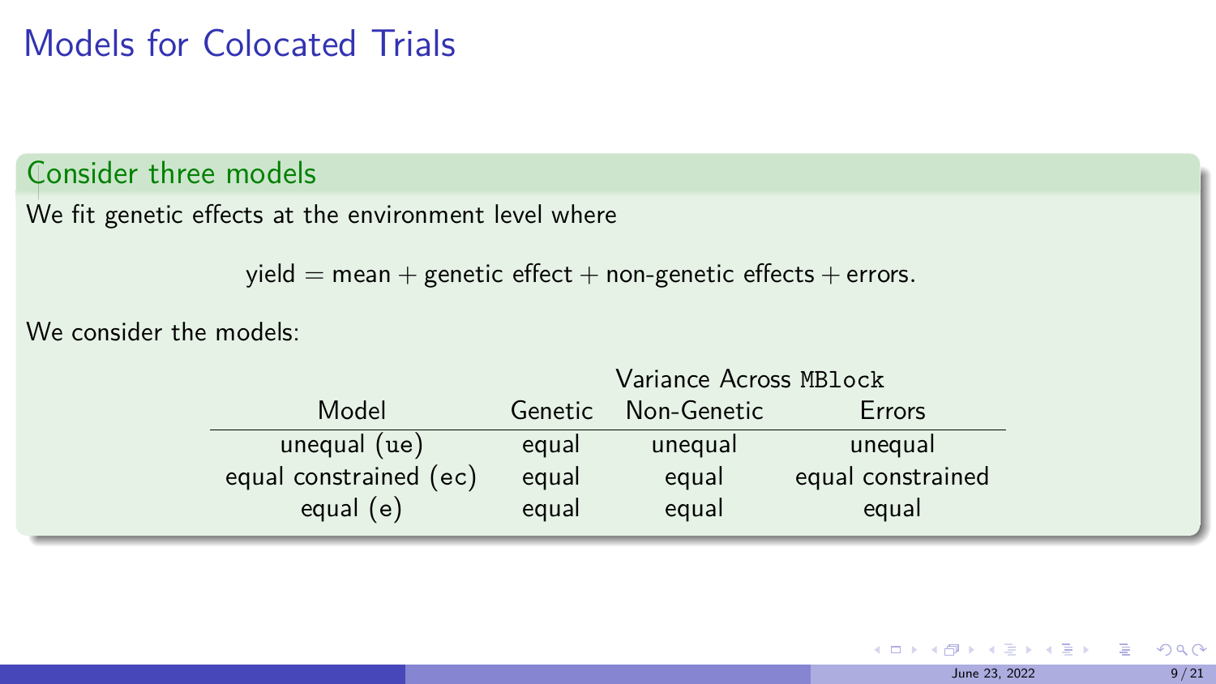# Models for Colocated Trials

## Consider three models

We fit genetic effects at the environment level where

$$\text{yield} = \text{mean} + \text{genetic effect} + \text{non-genetic effects} + \text{errors}.$$

We consider the models:

| Model | Variance Across `MBlock` | | |
|---|---|---|---|
| | Genetic | Non-Genetic | Errors |
| unequal (`ue`) | equal | unequal | unequal |
| equal constrained (`ec`) | equal | equal | equal constrained |
| equal (`e`) | equal | equal | equal |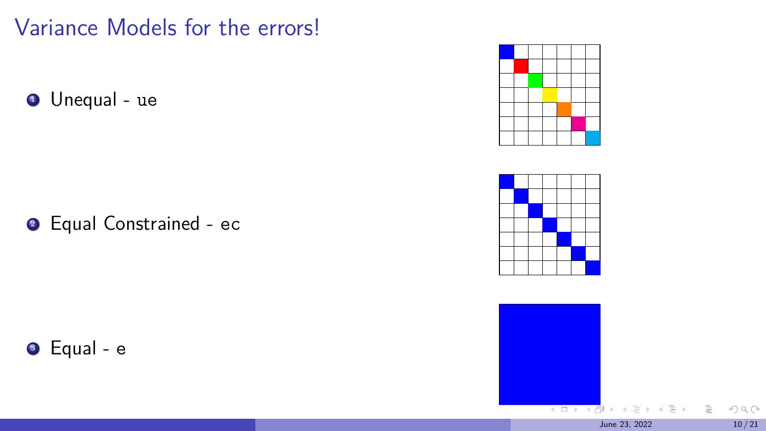# Variance Models for the errors!

1. Unequal - ue

2. Equal Constrained - ec

3. Equal - e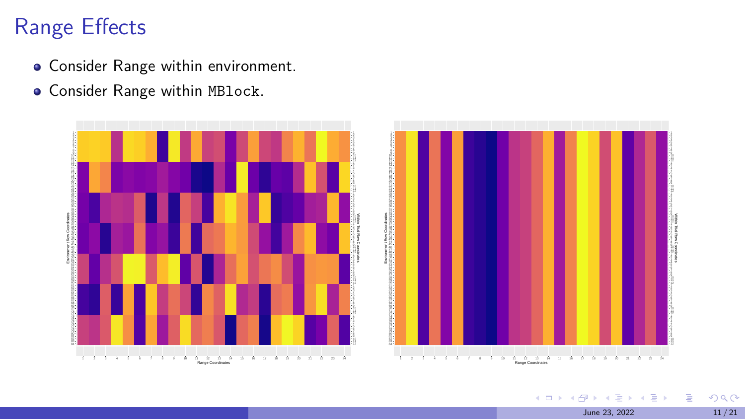# Range Effects

- Consider Range within environment.
- Consider Range within `MBlock`.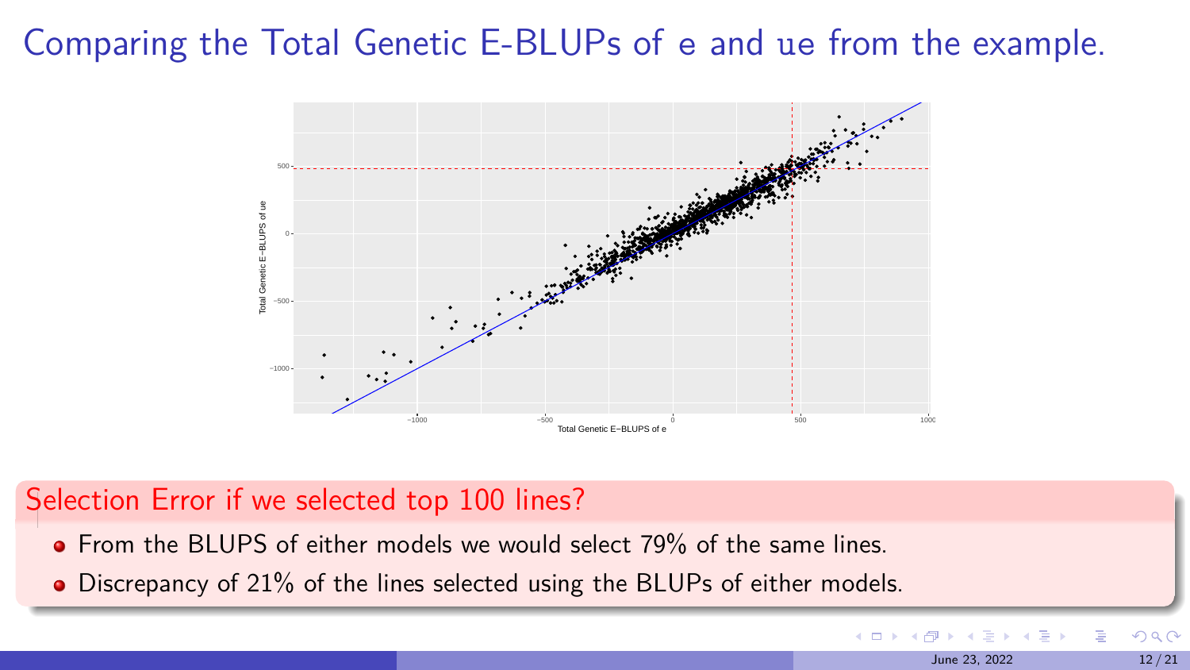# Comparing the Total Genetic E-BLUPs of e and ue from the example.

## Selection Error if we selected top 100 lines?

- From the BLUPS of either models we would select 79% of the same lines.
- Discrepancy of 21% of the lines selected using the BLUPs of either models.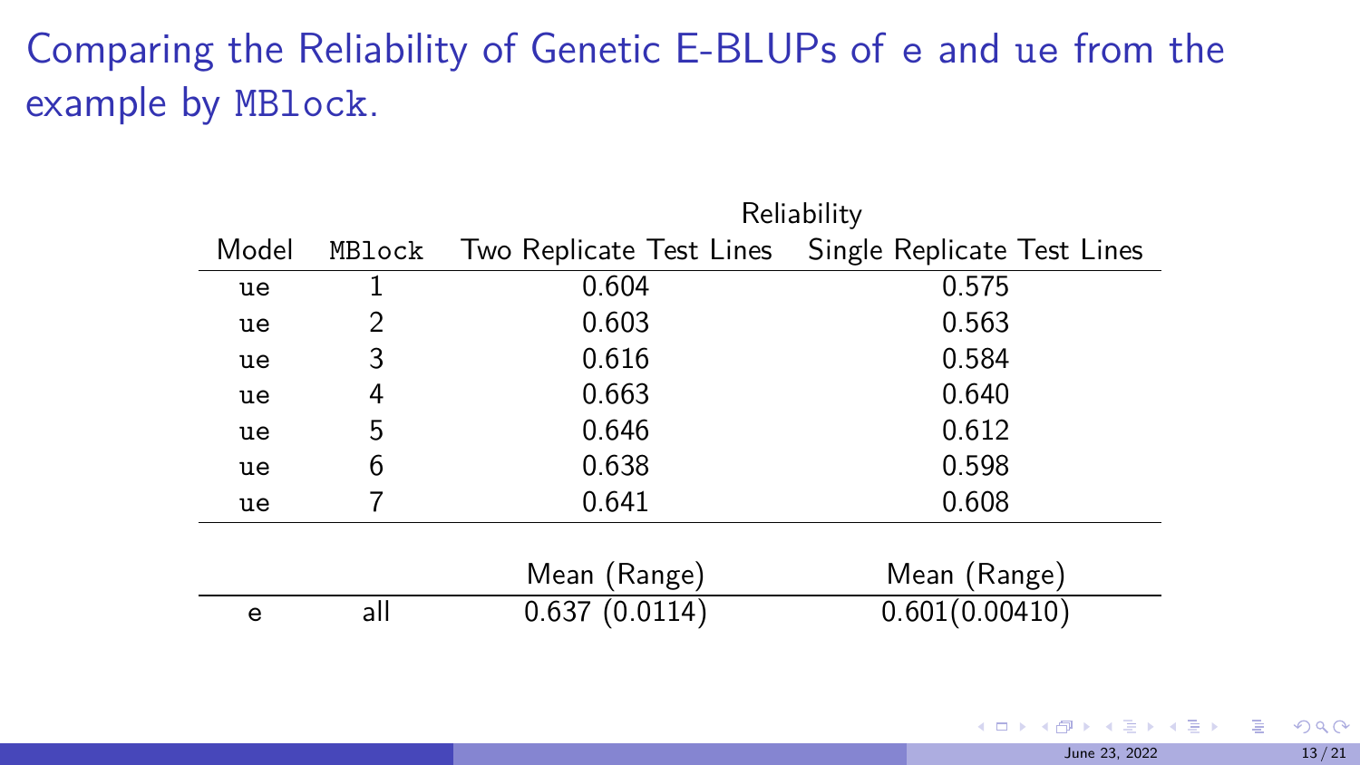# Comparing the Reliability of Genetic E-BLUPs of `e` and `ue` from the example by `MBlock`.

| Model | MBlock | Reliability | |
|---|---|---|---|
| | | Two Replicate Test Lines | Single Replicate Test Lines |
| ue | 1 | 0.604 | 0.575 |
| ue | 2 | 0.603 | 0.563 |
| ue | 3 | 0.616 | 0.584 |
| ue | 4 | 0.663 | 0.640 |
| ue | 5 | 0.646 | 0.612 |
| ue | 6 | 0.638 | 0.598 |
| ue | 7 | 0.641 | 0.608 |
| | | Mean (Range) | Mean (Range) |
| e | all | 0.637 (0.0114) | 0.601(0.00410) |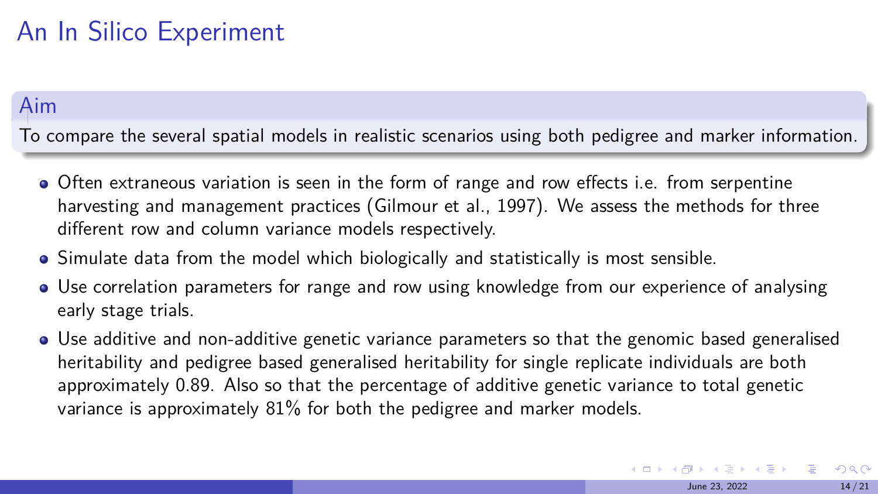# An In Silico Experiment

### Aim

To compare the several spatial models in realistic scenarios using both pedigree and marker information.

- Often extraneous variation is seen in the form of range and row effects i.e. from serpentine harvesting and management practices (Gilmour et al., 1997). We assess the methods for three different row and column variance models respectively.
- Simulate data from the model which biologically and statistically is most sensible.
- Use correlation parameters for range and row using knowledge from our experience of analysing early stage trials.
- Use additive and non-additive genetic variance parameters so that the genomic based generalised heritability and pedigree based generalised heritability for single replicate individuals are both approximately 0.89. Also so that the percentage of additive genetic variance to total genetic variance is approximately 81% for both the pedigree and marker models.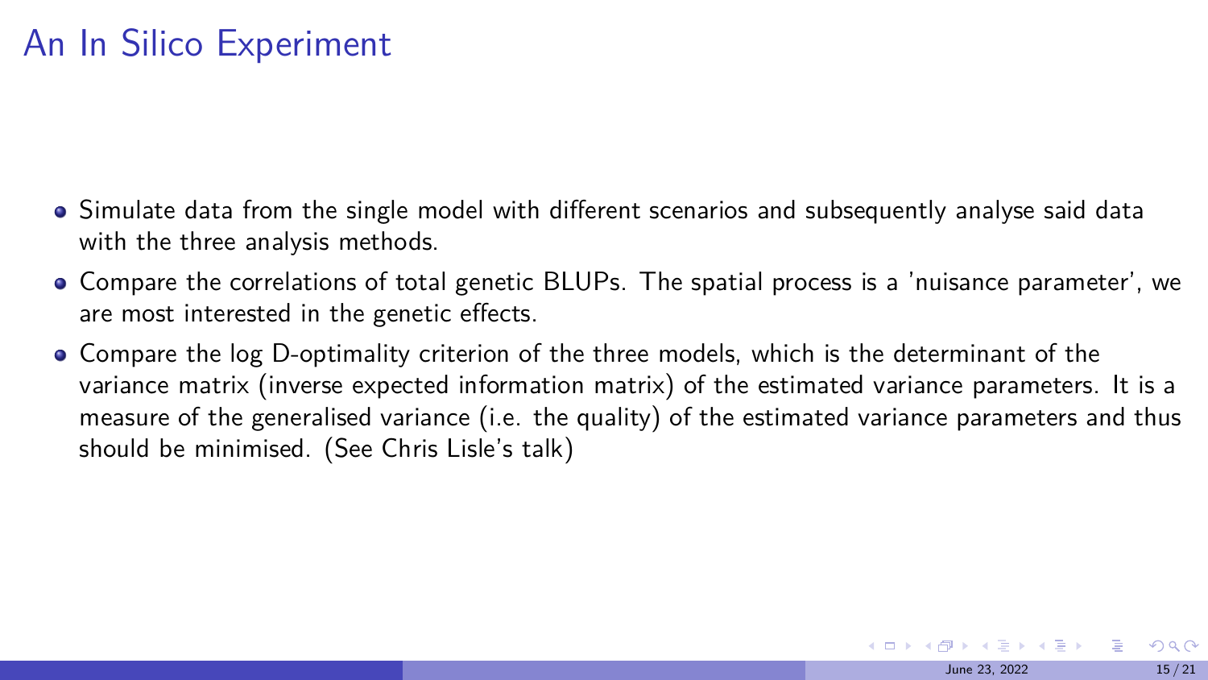# An In Silico Experiment

- Simulate data from the single model with different scenarios and subsequently analyse said data with the three analysis methods.
- Compare the correlations of total genetic BLUPs. The spatial process is a 'nuisance parameter', we are most interested in the genetic effects.
- Compare the log D-optimality criterion of the three models, which is the determinant of the variance matrix (inverse expected information matrix) of the estimated variance parameters. It is a measure of the generalised variance (i.e. the quality) of the estimated variance parameters and thus should be minimised. (See Chris Lisle's talk)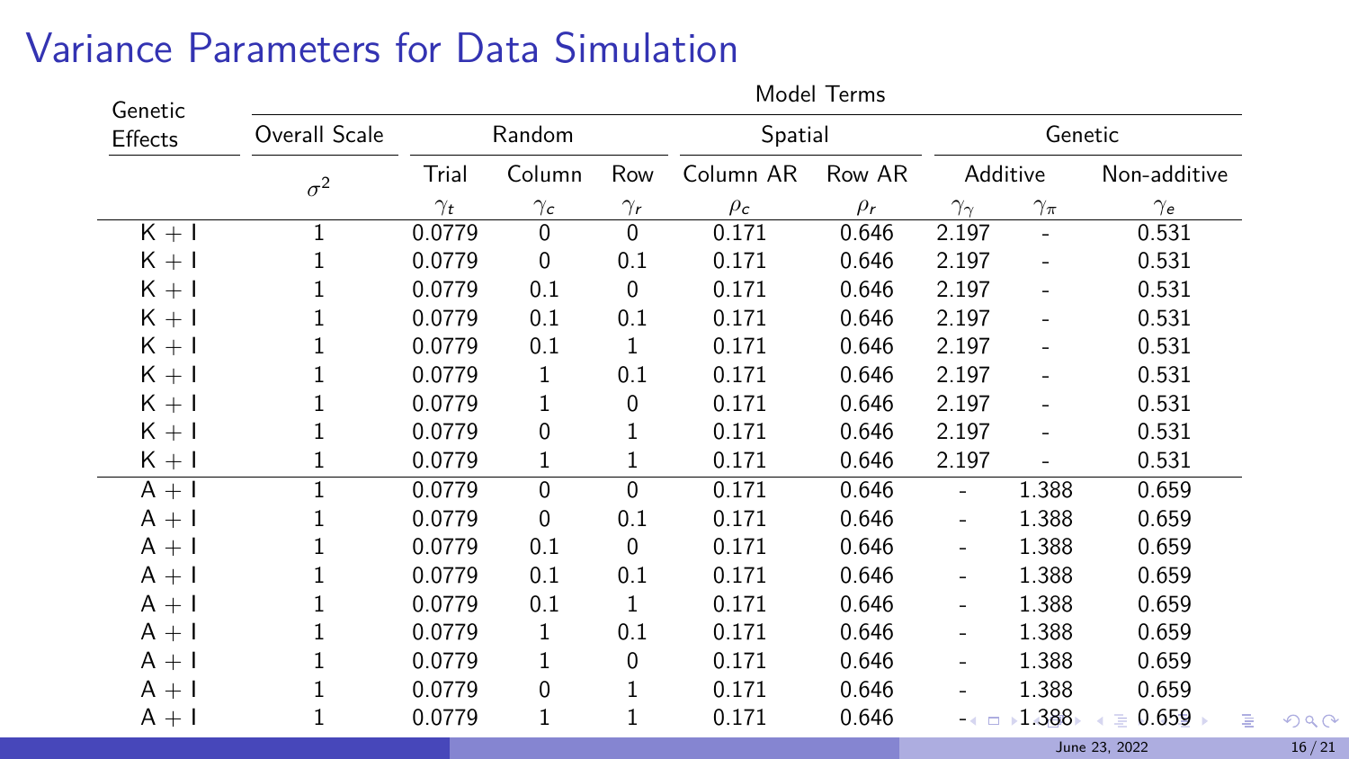## Variance Parameters for Data Simulation

| Genetic Effects | Model Terms | | | | | | | |
|---|---|---|---|---|---|---|---|---|
| | Overall Scale | Random | | | Spatial | | Genetic | |
| | $\sigma^2$ | Trial | Column | Row | Column AR | Row AR | Additive | | Non-additive |
| | | $\gamma_t$ | $\gamma_c$ | $\gamma_r$ | $\rho_c$ | $\rho_r$ | $\gamma_\gamma$ | $\gamma_\pi$ | $\gamma_e$ |
| K + I | 1 | 0.0779 | 0 | 0 | 0.171 | 0.646 | 2.197 | - | 0.531 |
| K + I | 1 | 0.0779 | 0 | 0.1 | 0.171 | 0.646 | 2.197 | - | 0.531 |
| K + I | 1 | 0.0779 | 0.1 | 0 | 0.171 | 0.646 | 2.197 | - | 0.531 |
| K + I | 1 | 0.0779 | 0.1 | 0.1 | 0.171 | 0.646 | 2.197 | - | 0.531 |
| K + I | 1 | 0.0779 | 0.1 | 1 | 0.171 | 0.646 | 2.197 | - | 0.531 |
| K + I | 1 | 0.0779 | 1 | 0.1 | 0.171 | 0.646 | 2.197 | - | 0.531 |
| K + I | 1 | 0.0779 | 1 | 0 | 0.171 | 0.646 | 2.197 | - | 0.531 |
| K + I | 1 | 0.0779 | 0 | 1 | 0.171 | 0.646 | 2.197 | - | 0.531 |
| K + I | 1 | 0.0779 | 1 | 1 | 0.171 | 0.646 | 2.197 | - | 0.531 |
| A + I | 1 | 0.0779 | 0 | 0 | 0.171 | 0.646 | - | 1.388 | 0.659 |
| A + I | 1 | 0.0779 | 0 | 0.1 | 0.171 | 0.646 | - | 1.388 | 0.659 |
| A + I | 1 | 0.0779 | 0.1 | 0 | 0.171 | 0.646 | - | 1.388 | 0.659 |
| A + I | 1 | 0.0779 | 0.1 | 0.1 | 0.171 | 0.646 | - | 1.388 | 0.659 |
| A + I | 1 | 0.0779 | 0.1 | 1 | 0.171 | 0.646 | - | 1.388 | 0.659 |
| A + I | 1 | 0.0779 | 1 | 0.1 | 0.171 | 0.646 | - | 1.388 | 0.659 |
| A + I | 1 | 0.0779 | 1 | 0 | 0.171 | 0.646 | - | 1.388 | 0.659 |
| A + I | 1 | 0.0779 | 0 | 1 | 0.171 | 0.646 | - | 1.388 | 0.659 |
| A + I | 1 | 0.0779 | 1 | 1 | 0.171 | 0.646 | - | 1.388 | 0.659 |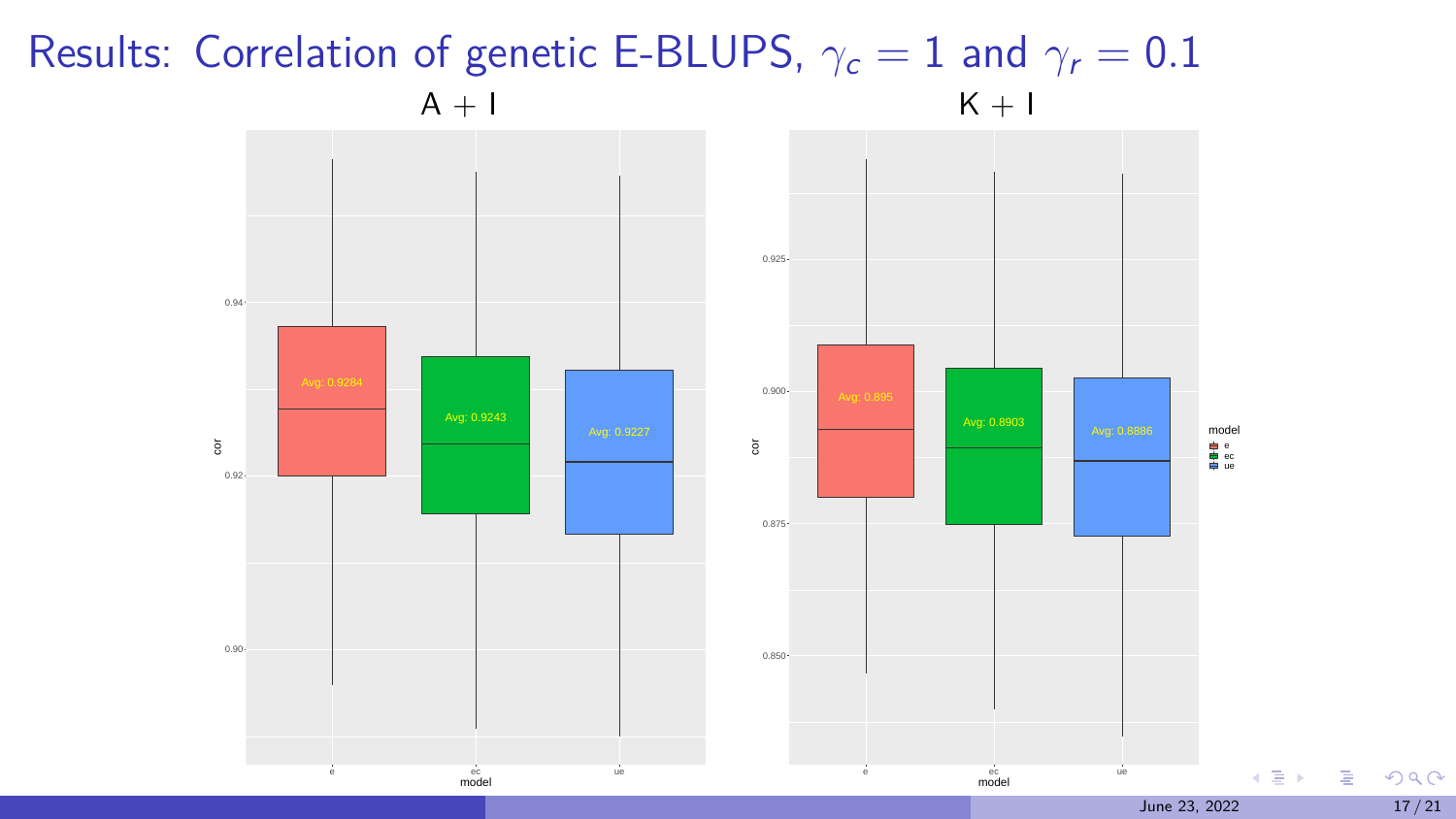# Results: Correlation of genetic E-BLUPS, $\gamma_c = 1$ and $\gamma_r = 0.1$

A + I

K + I

| model | A + I Avg | K + I Avg |
|---|---|---|
| e | 0.9284 | 0.895 |
| ec | 0.9243 | 0.8903 |
| ue | 0.9227 | 0.8886 |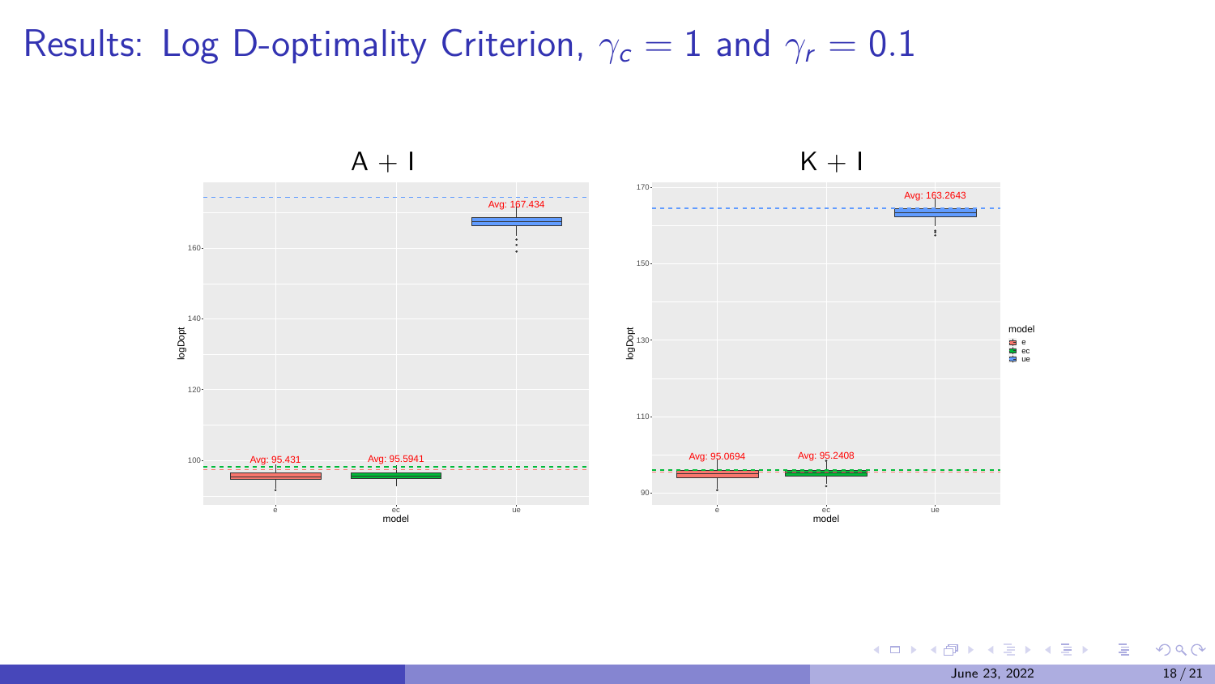# Results: Log D-optimality Criterion, $\gamma_c = 1$ and $\gamma_r = 0.1$

## A + I

logDopt by model:

- e: Avg: 95.431
- ec: Avg: 95.5941
- ue: Avg: 167.434

## K + I

logDopt by model:

- e: Avg: 95.0694
- ec: Avg: 95.2408
- ue: Avg: 163.2643

model: e, ec, ue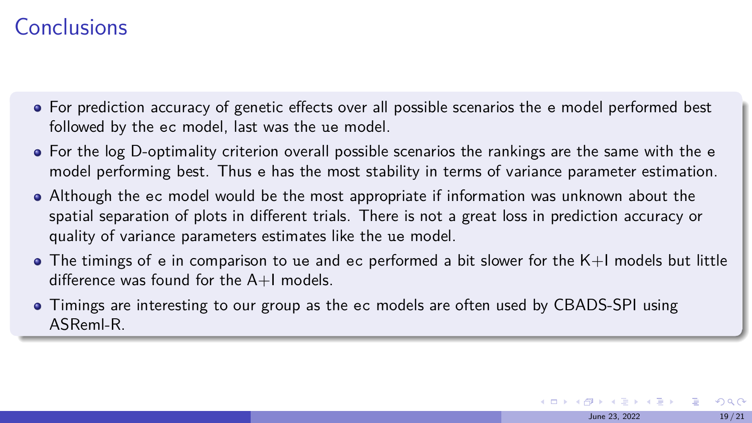# Conclusions

- For prediction accuracy of genetic effects over all possible scenarios the e model performed best followed by the ec model, last was the ue model.
- For the log D-optimality criterion overall possible scenarios the rankings are the same with the e model performing best. Thus e has the most stability in terms of variance parameter estimation.
- Although the ec model would be the most appropriate if information was unknown about the spatial separation of plots in different trials. There is not a great loss in prediction accuracy or quality of variance parameters estimates like the ue model.
- The timings of e in comparison to ue and ec performed a bit slower for the K+I models but little difference was found for the A+I models.
- Timings are interesting to our group as the ec models are often used by CBADS-SPI using ASReml-R.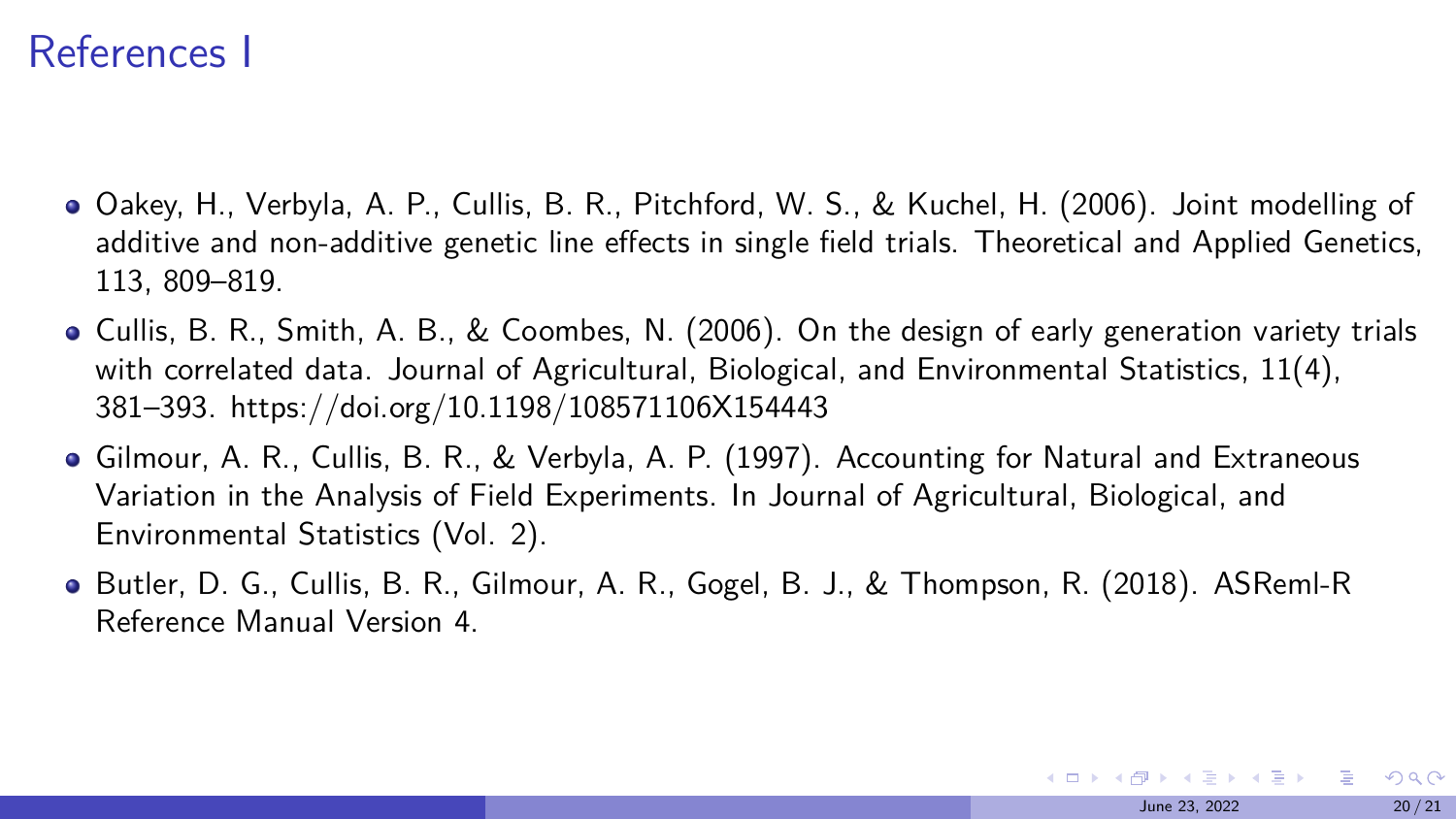# References I

- Oakey, H., Verbyla, A. P., Cullis, B. R., Pitchford, W. S., & Kuchel, H. (2006). Joint modelling of additive and non-additive genetic line effects in single field trials. Theoretical and Applied Genetics, 113, 809–819.
- Cullis, B. R., Smith, A. B., & Coombes, N. (2006). On the design of early generation variety trials with correlated data. Journal of Agricultural, Biological, and Environmental Statistics, 11(4), 381–393. https://doi.org/10.1198/108571106X154443
- Gilmour, A. R., Cullis, B. R., & Verbyla, A. P. (1997). Accounting for Natural and Extraneous Variation in the Analysis of Field Experiments. In Journal of Agricultural, Biological, and Environmental Statistics (Vol. 2).
- Butler, D. G., Cullis, B. R., Gilmour, A. R., Gogel, B. J., & Thompson, R. (2018). ASReml-R Reference Manual Version 4.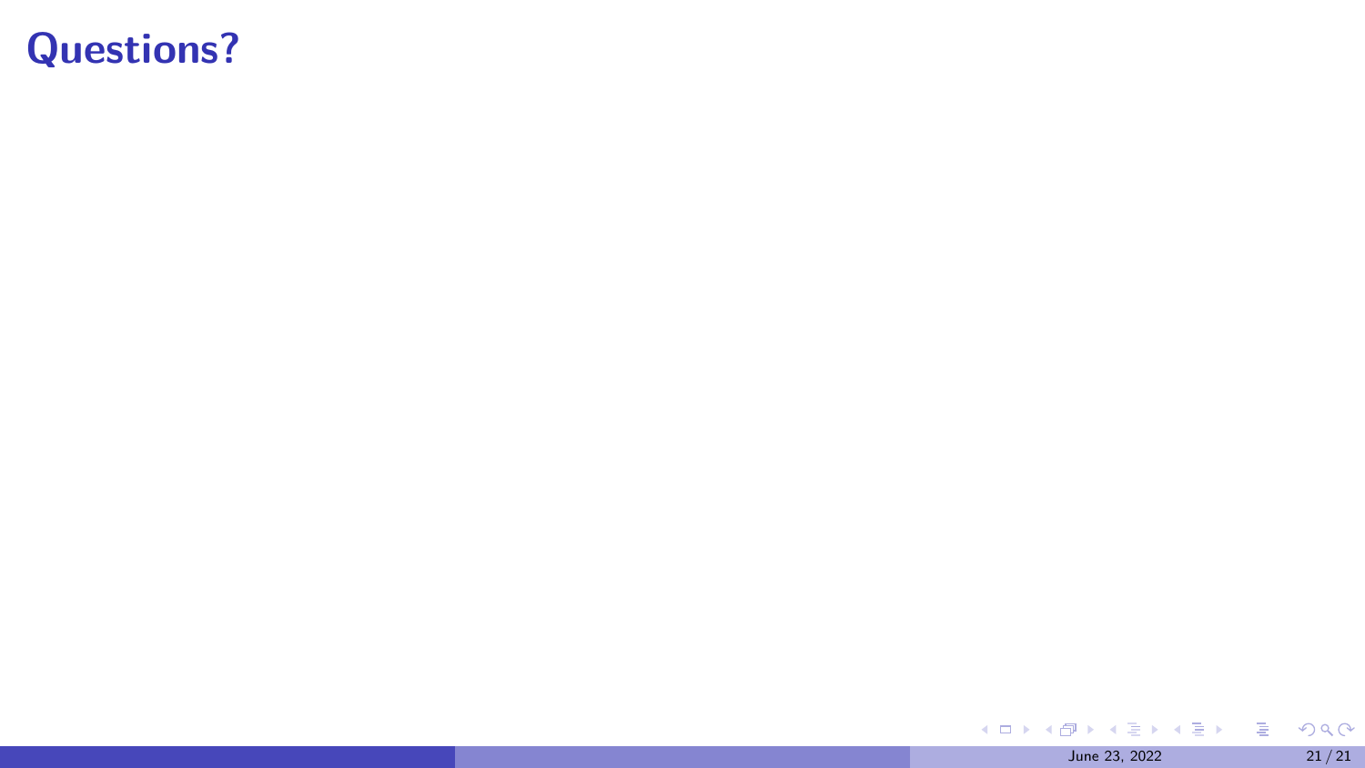# Questions?